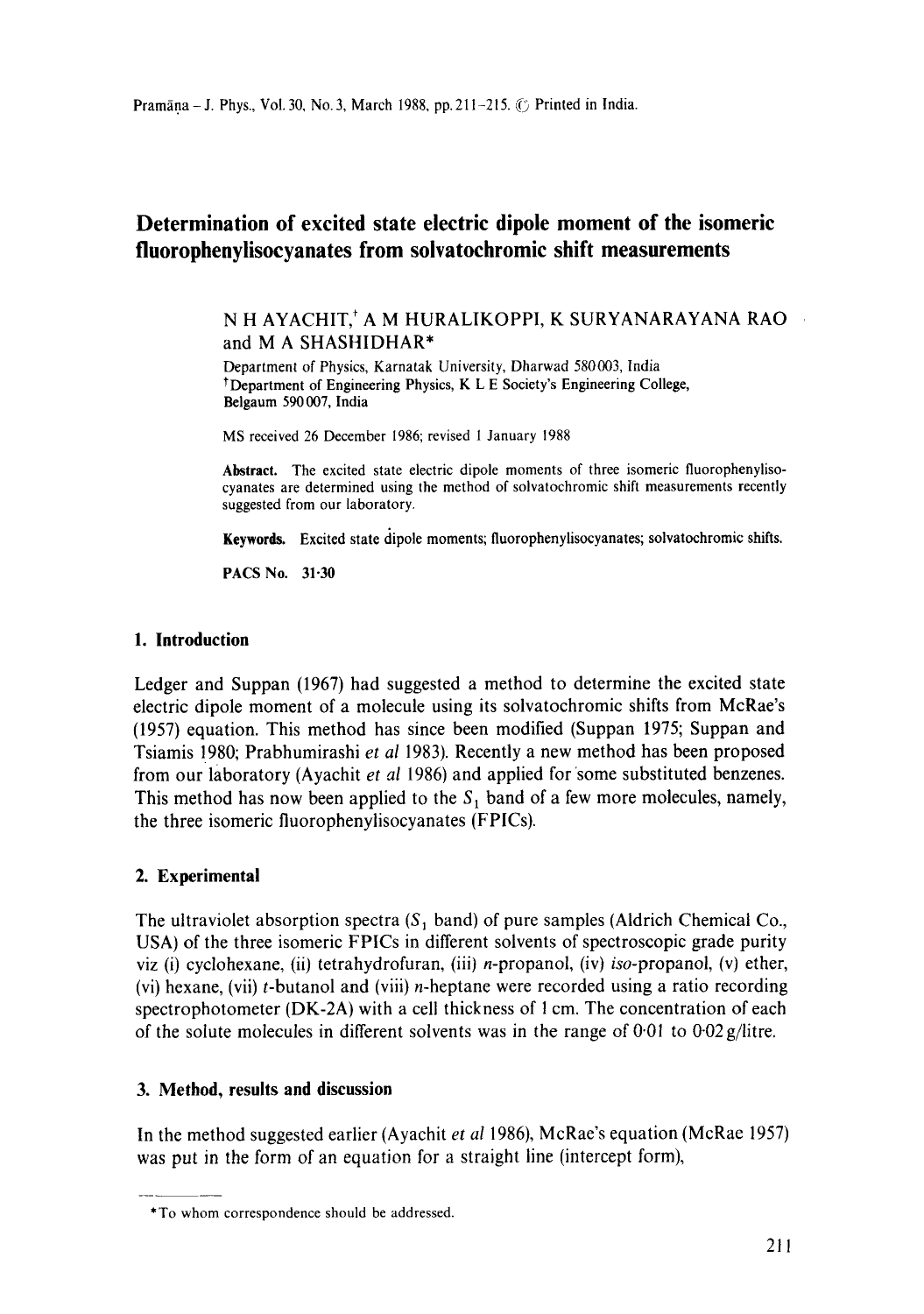# Determination of excited state electric dipole moment of the isomeric fluorophenylisocyanates from solvatochromic shift measurements

N H AYACHIT,[†] A M HURALIKOPPI, K SURYANARAYANA RAO and M A SHASHIDHAR*

Department of Physics, Karnatak University, Dharwad 580003, India
[†]Department of Engineering Physics, K L E Society's Engineering College, Belgaum 590007, India

MS received 26 December 1986; revised 1 January 1988

**Abstract.** The excited state electric dipole moments of three isomeric fluorophenylisocyanates are determined using the method of solvatochromic shift measurements recently suggested from our laboratory.

**Keywords.** Excited state dipole moments; fluorophenylisocyanates; solvatochromic shifts.

**PACS No.** 31·30

## 1. Introduction

Ledger and Suppan (1967) had suggested a method to determine the excited state electric dipole moment of a molecule using its solvatochromic shifts from McRae's (1957) equation. This method has since been modified (Suppan 1975; Suppan and Tsiamis 1980; Prabhumirashi *et al* 1983). Recently a new method has been proposed from our laboratory (Ayachit *et al* 1986) and applied for some substituted benzenes. This method has now been applied to the $S_1$ band of a few more molecules, namely, the three isomeric fluorophenylisocyanates (FPICs).

## 2. Experimental

The ultraviolet absorption spectra ($S_1$ band) of pure samples (Aldrich Chemical Co., USA) of the three isomeric FPICs in different solvents of spectroscopic grade purity viz (i) cyclohexane, (ii) tetrahydrofuran, (iii) *n*-propanol, (iv) *iso*-propanol, (v) ether, (vi) hexane, (vii) *t*-butanol and (viii) *n*-heptane were recorded using a ratio recording spectrophotometer (DK-2A) with a cell thickness of 1 cm. The concentration of each of the solute molecules in different solvents was in the range of 0·01 to 0·02 g/litre.

## 3. Method, results and discussion

In the method suggested earlier (Ayachit *et al* 1986), McRae's equation (McRae 1957) was put in the form of an equation for a straight line (intercept form),

*To whom correspondence should be addressed.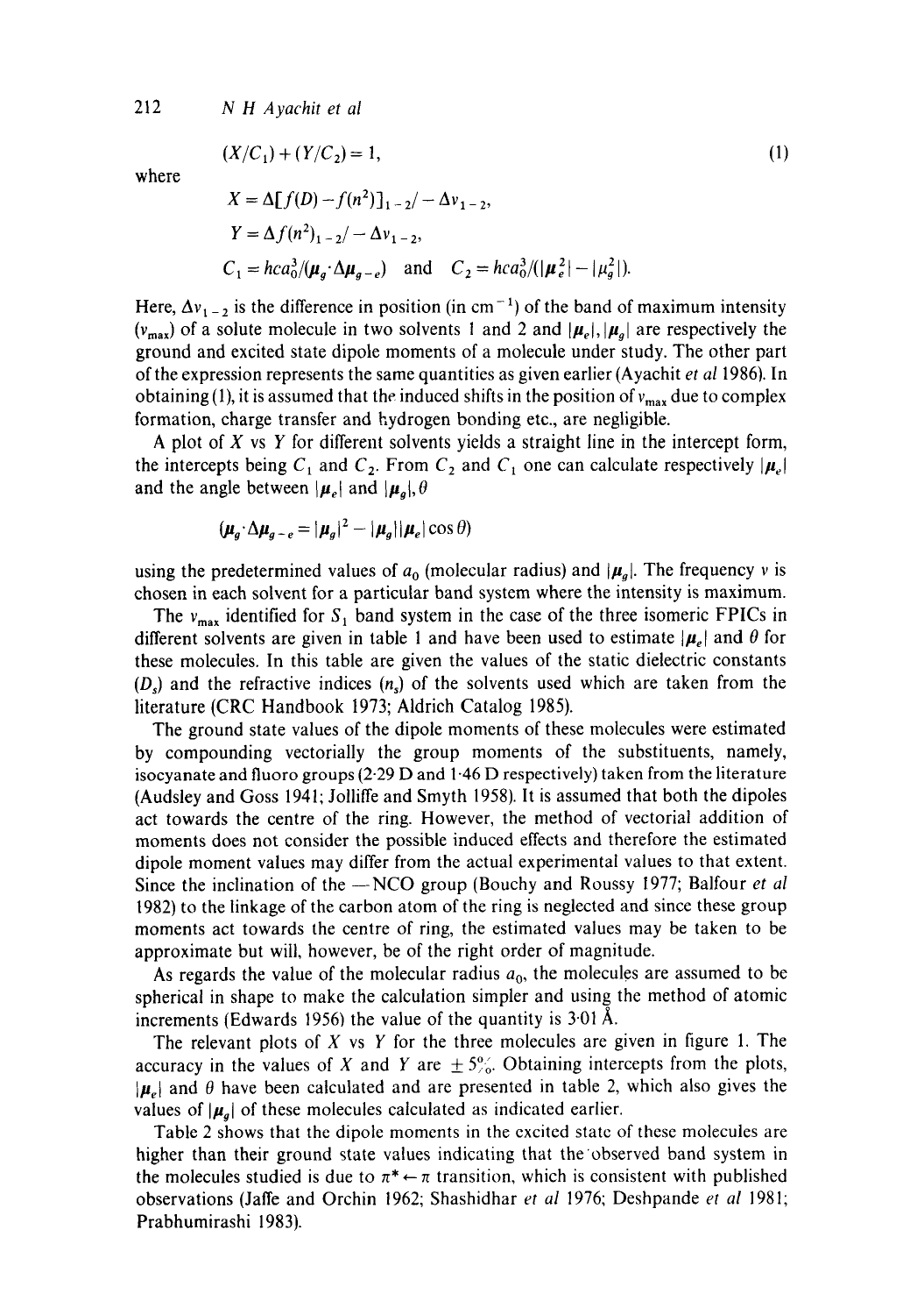$$(X/C_1) + (Y/C_2) = 1, \tag{1}$$

where

$$X = \Delta[f(D) - f(n^2)]_{1-2}/-\Delta\nu_{1-2},$$

$$Y = \Delta f(n^2)_{1-2}/-\Delta\nu_{1-2},$$

$$C_1 = hca_0^3/(\boldsymbol{\mu}_g \cdot \Delta\boldsymbol{\mu}_{g-e}) \quad \text{and} \quad C_2 = hca_0^3/(|\boldsymbol{\mu}_e^2| - |\mu_g^2|).$$

Here, $\Delta\nu_{1-2}$ is the difference in position (in $\text{cm}^{-1}$) of the band of maximum intensity ($\nu_{max}$) of a solute molecule in two solvents 1 and 2 and $|\boldsymbol{\mu}_e|$, $|\boldsymbol{\mu}_g|$ are respectively the ground and excited state dipole moments of a molecule under study. The other part of the expression represents the same quantities as given earlier (Ayachit *et al* 1986). In obtaining (1), it is assumed that the induced shifts in the position of $\nu_{max}$ due to complex formation, charge transfer and hydrogen bonding etc., are negligible.

A plot of $X$ vs $Y$ for different solvents yields a straight line in the intercept form, the intercepts being $C_1$ and $C_2$. From $C_2$ and $C_1$ one can calculate respectively $|\boldsymbol{\mu}_e|$ and the angle between $|\boldsymbol{\mu}_e|$ and $|\boldsymbol{\mu}_g|, \theta$

$$(\boldsymbol{\mu}_g \cdot \Delta\boldsymbol{\mu}_{g-e} = |\boldsymbol{\mu}_g|^2 - |\boldsymbol{\mu}_g||\boldsymbol{\mu}_e|\cos\theta)$$

using the predetermined values of $a_0$ (molecular radius) and $|\boldsymbol{\mu}_g|$. The frequency $\nu$ is chosen in each solvent for a particular band system where the intensity is maximum.

The $\nu_{max}$ identified for $S_1$ band system in the case of the three isomeric FPICs in different solvents are given in table 1 and have been used to estimate $|\boldsymbol{\mu}_e|$ and $\theta$ for these molecules. In this table are given the values of the static dielectric constants ($D_s$) and the refractive indices ($n_s$) of the solvents used which are taken from the literature (CRC Handbook 1973; Aldrich Catalog 1985).

The ground state values of the dipole moments of these molecules were estimated by compounding vectorially the group moments of the substituents, namely, isocyanate and fluoro groups (2·29 D and 1·46 D respectively) taken from the literature (Audsley and Goss 1941; Jolliffe and Smyth 1958). It is assumed that both the dipoles act towards the centre of the ring. However, the method of vectorial addition of moments does not consider the possible induced effects and therefore the estimated dipole moment values may differ from the actual experimental values to that extent. Since the inclination of the —NCO group (Bouchy and Roussy 1977; Balfour *et al* 1982) to the linkage of the carbon atom of the ring is neglected and since these group moments act towards the centre of ring, the estimated values may be taken to be approximate but will, however, be of the right order of magnitude.

As regards the value of the molecular radius $a_0$, the molecules are assumed to be spherical in shape to make the calculation simpler and using the method of atomic increments (Edwards 1956) the value of the quantity is 3·01 Å.

The relevant plots of $X$ vs $Y$ for the three molecules are given in figure 1. The accuracy in the values of $X$ and $Y$ are $\pm 5\%$. Obtaining intercepts from the plots, $|\boldsymbol{\mu}_e|$ and $\theta$ have been calculated and are presented in table 2, which also gives the values of $|\boldsymbol{\mu}_g|$ of these molecules calculated as indicated earlier.

Table 2 shows that the dipole moments in the excited state of these molecules are higher than their ground state values indicating that the observed band system in the molecules studied is due to $\pi^* \leftarrow \pi$ transition, which is consistent with published observations (Jaffe and Orchin 1962; Shashidhar *et al* 1976; Deshpande *et al* 1981; Prabhumirashi 1983).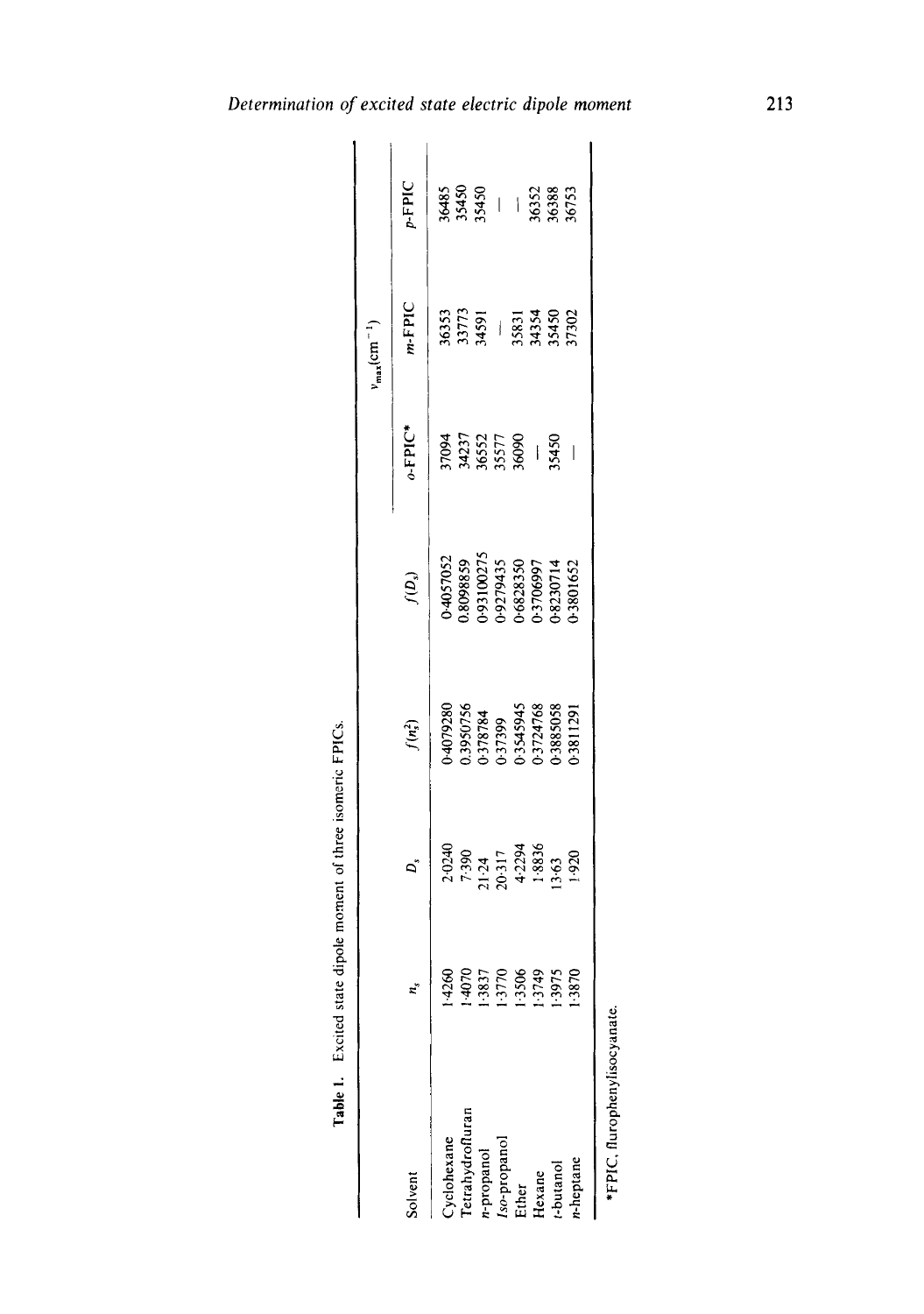**Table 1.** Excited state dipole moment of three isomeric FPICs.

| Solvent | $n_s$ | $D_s$ | $f(n_s^2)$ | $f(D_s)$ | $\nu_{max}(\mathrm{cm}^{-1})$ | | |
|---|---|---|---|---|---|---|---|
| | | | | | *o*-FPIC* | *m*-FPIC | *p*-FPIC |
| Cyclohexane | 1·4260 | 2·0240 | 0·4079280 | 0·4057052 | 37094 | 36353 | 36485 |
| Tetrahydrofluran | 1·4070 | 7·390 | 0.3950756 | 0.8098859 | 34237 | 33773 | 35450 |
| *n*-propanol | 1·3837 | 21·24 | 0·378784 | 0·93100275 | 36552 | 34591 | 35450 |
| *Iso*-propanol | 1·3770 | 20·317 | 0·37399 | 0·9279435 | 35577 | — | — |
| Ether | 1·3506 | 4·2294 | 0·3545945 | 0·6828350 | 36090 | 35831 | — |
| Hexane | 1·3749 | 1·8836 | 0·3724768 | 0·3706997 | — | 34354 | 36352 |
| *t*-butanol | 1·3975 | 13·63 | 0·3885058 | 0·8230714 | 35450 | 35450 | 36388 |
| *n*-heptane | 1·3870 | 1·920 | 0·3811291 | 0·3801652 | — | 37302 | 36753 |

*FPIC, flurophenylisocyanate.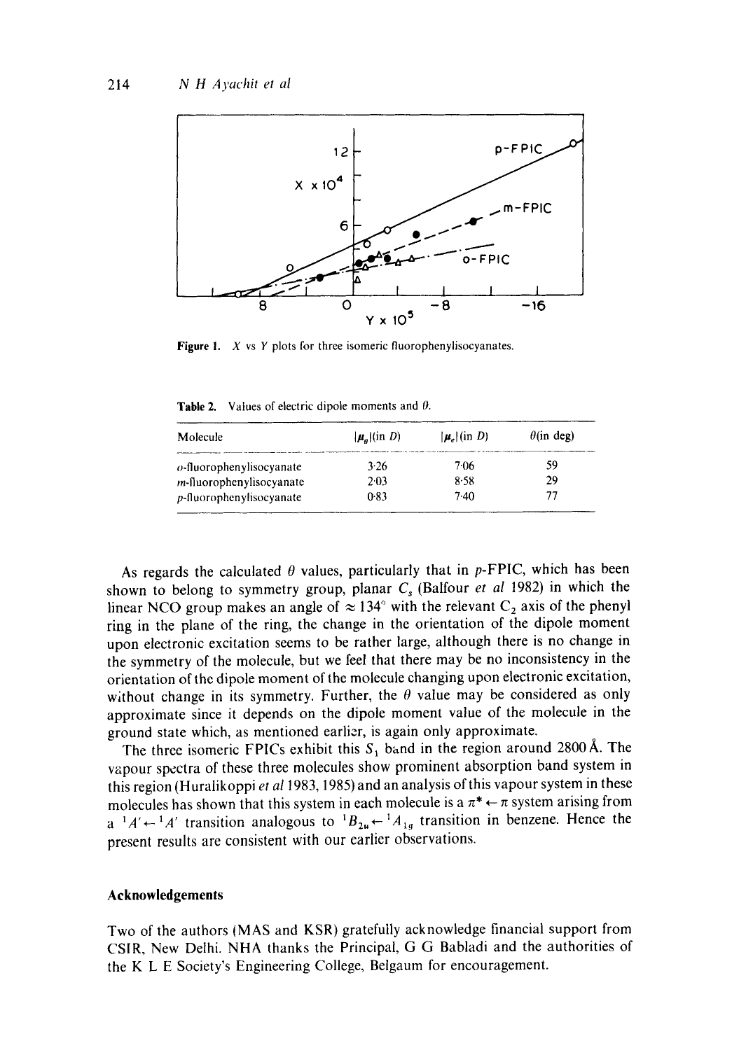Figure 1. $X$ vs $Y$ plots for three isomeric fluorophenylisocyanates.

Table 2. Values of electric dipole moments and $\theta$.

| Molecule | $|\mu_g|$(in $D$) | $|\mu_e|$(in $D$) | $\theta$(in deg) |
|---|---|---|---|
| $o$-fluorophenylisocyanate | 3·26 | 7·06 | 59 |
| $m$-fluorophenylisocyanate | 2·03 | 8·58 | 29 |
| $p$-fluorophenylisocyanate | 0·83 | 7·40 | 77 |

As regards the calculated $\theta$ values, particularly that in $p$-FPIC, which has been shown to belong to symmetry group, planar $C_s$ (Balfour *et al* 1982) in which the linear NCO group makes an angle of $\approx 134°$ with the relevant $C_2$ axis of the phenyl ring in the plane of the ring, the change in the orientation of the dipole moment upon electronic excitation seems to be rather large, although there is no change in the symmetry of the molecule, but we feel that there may be no inconsistency in the orientation of the dipole moment of the molecule changing upon electronic excitation, without change in its symmetry. Further, the $\theta$ value may be considered as only approximate since it depends on the dipole moment value of the molecule in the ground state which, as mentioned earlier, is again only approximate.

The three isomeric FPICs exhibit this $S_1$ band in the region around 2800 Å. The vapour spectra of these three molecules show prominent absorption band system in this region (Huralikoppi *et al* 1983, 1985) and an analysis of this vapour system in these molecules has shown that this system in each molecule is a $\pi^* \leftarrow \pi$ system arising from a ${}^1A' \leftarrow {}^1A'$ transition analogous to ${}^1B_{2u} \leftarrow {}^1A_{1g}$ transition in benzene. Hence the present results are consistent with our earlier observations.

## Acknowledgements

Two of the authors (MAS and KSR) gratefully acknowledge financial support from CSIR, New Delhi. NHA thanks the Principal, G G Babladi and the authorities of the K L E Society's Engineering College, Belgaum for encouragement.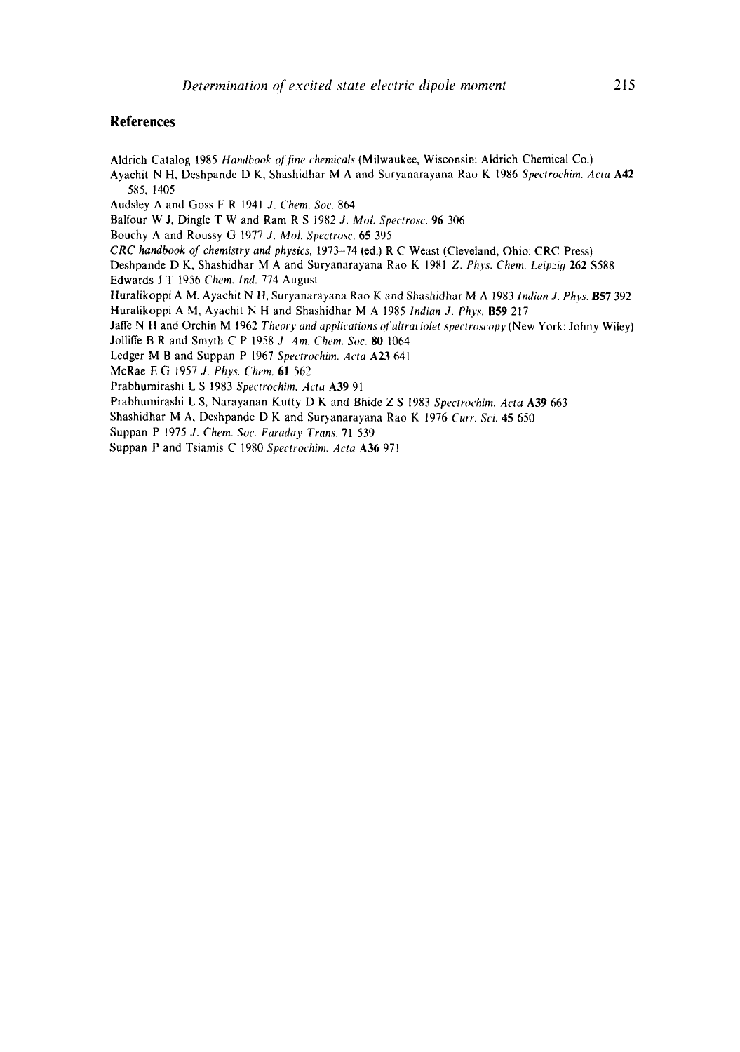## References

Aldrich Catalog 1985 *Handbook of fine chemicals* (Milwaukee, Wisconsin: Aldrich Chemical Co.)

Ayachit N H, Deshpande D K, Shashidhar M A and Suryanarayana Rao K 1986 *Spectrochim. Acta* **A42** 585, 1405

Audsley A and Goss F R 1941 *J. Chem. Soc.* 864

Balfour W J, Dingle T W and Ram R S 1982 *J. Mol. Spectrosc.* **96** 306

Bouchy A and Roussy G 1977 *J. Mol. Spectrosc.* **65** 395

*CRC handbook of chemistry and physics*, 1973–74 (ed.) R C Weast (Cleveland, Ohio: CRC Press)

Deshpande D K, Shashidhar M A and Suryanarayana Rao K 1981 *Z. Phys. Chem. Leipzig* **262** S588

Edwards J T 1956 *Chem. Ind.* 774 August

Huralikoppi A M, Ayachit N H, Suryanarayana Rao K and Shashidhar M A 1983 *Indian J. Phys.* **B57** 392

Huralikoppi A M, Ayachit N H and Shashidhar M A 1985 *Indian J. Phys.* **B59** 217

Jaffe N H and Orchin M 1962 *Theory and applications of ultraviolet spectroscopy* (New York: Johny Wiley)

Jolliffe B R and Smyth C P 1958 *J. Am. Chem. Soc.* **80** 1064

Ledger M B and Suppan P 1967 *Spectrochim. Acta* **A23** 641

McRae E G 1957 *J. Phys. Chem.* **61** 562

Prabhumirashi L S 1983 *Spectrochim. Acta* **A39** 91

Prabhumirashi L S, Narayanan Kutty D K and Bhide Z S 1983 *Spectrochim. Acta* **A39** 663

Shashidhar M A, Deshpande D K and Suryanarayana Rao K 1976 *Curr. Sci.* **45** 650

Suppan P 1975 *J. Chem. Soc. Faraday Trans.* **71** 539

Suppan P and Tsiamis C 1980 *Spectrochim. Acta* **A36** 971